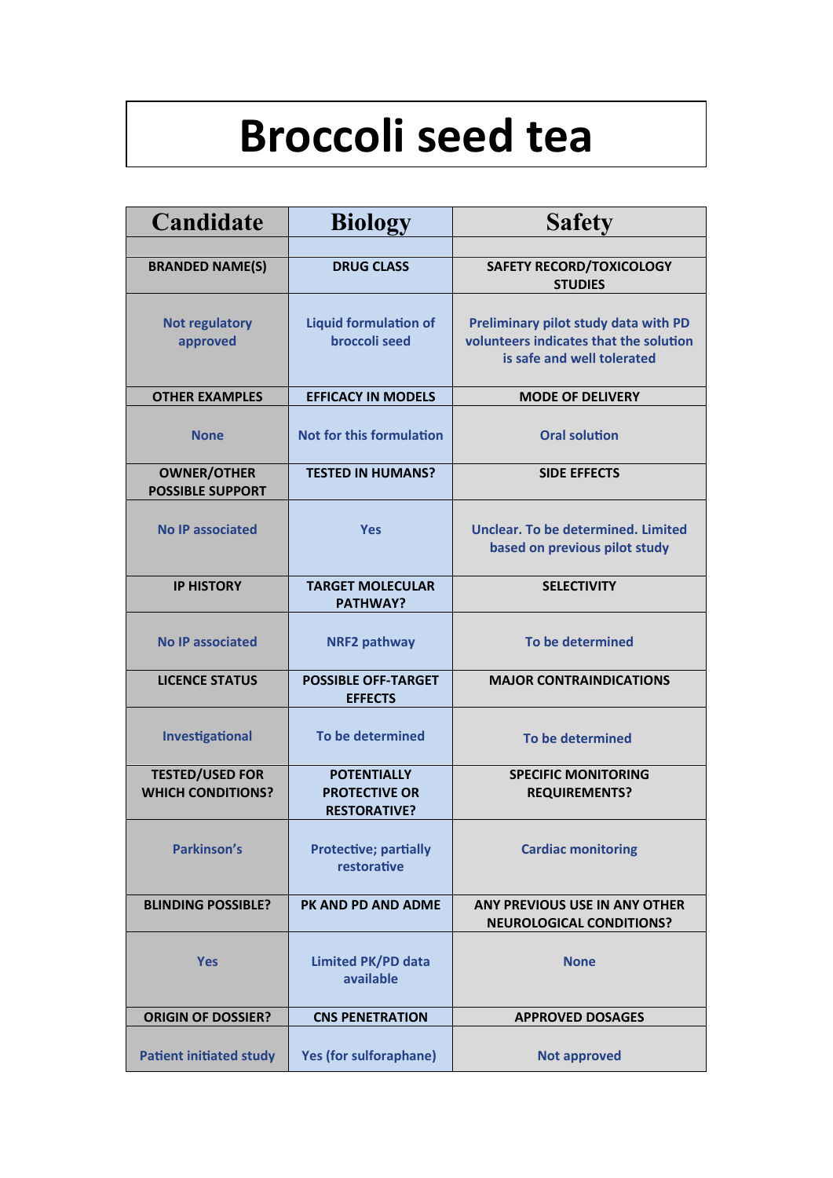# Broccoli seed tea

| Candidate | Biology | Safety |
|---|---|---|
| | | |
| **BRANDED NAME(S)** | **DRUG CLASS** | **SAFETY RECORD/TOXICOLOGY STUDIES** |
| Not regulatory approved | Liquid formulation of broccoli seed | Preliminary pilot study data with PD volunteers indicates that the solution is safe and well tolerated |
| **OTHER EXAMPLES** | **EFFICACY IN MODELS** | **MODE OF DELIVERY** |
| None | Not for this formulation | Oral solution |
| **OWNER/OTHER POSSIBLE SUPPORT** | **TESTED IN HUMANS?** | **SIDE EFFECTS** |
| No IP associated | Yes | Unclear. To be determined. Limited based on previous pilot study |
| **IP HISTORY** | **TARGET MOLECULAR PATHWAY?** | **SELECTIVITY** |
| No IP associated | NRF2 pathway | To be determined |
| **LICENCE STATUS** | **POSSIBLE OFF-TARGET EFFECTS** | **MAJOR CONTRAINDICATIONS** |
| Investigational | To be determined | To be determined |
| **TESTED/USED FOR WHICH CONDITIONS?** | **POTENTIALLY PROTECTIVE OR RESTORATIVE?** | **SPECIFIC MONITORING REQUIREMENTS?** |
| Parkinson's | Protective; partially restorative | Cardiac monitoring |
| **BLINDING POSSIBLE?** | **PK AND PD AND ADME** | **ANY PREVIOUS USE IN ANY OTHER NEUROLOGICAL CONDITIONS?** |
| Yes | Limited PK/PD data available | None |
| **ORIGIN OF DOSSIER?** | **CNS PENETRATION** | **APPROVED DOSAGES** |
| Patient initiated study | Yes (for sulforaphane) | Not approved |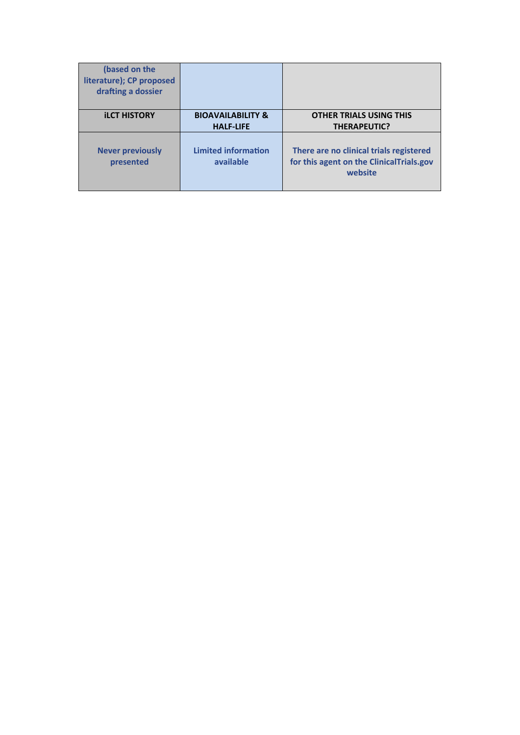| (based on the literature); CP proposed drafting a dossier | | |
|---|---|---|
| **iLCT HISTORY** | **BIOAVAILABILITY & HALF-LIFE** | **OTHER TRIALS USING THIS THERAPEUTIC?** |
| **Never previously presented** | **Limited information available** | **There are no clinical trials registered for this agent on the ClinicalTrials.gov website** |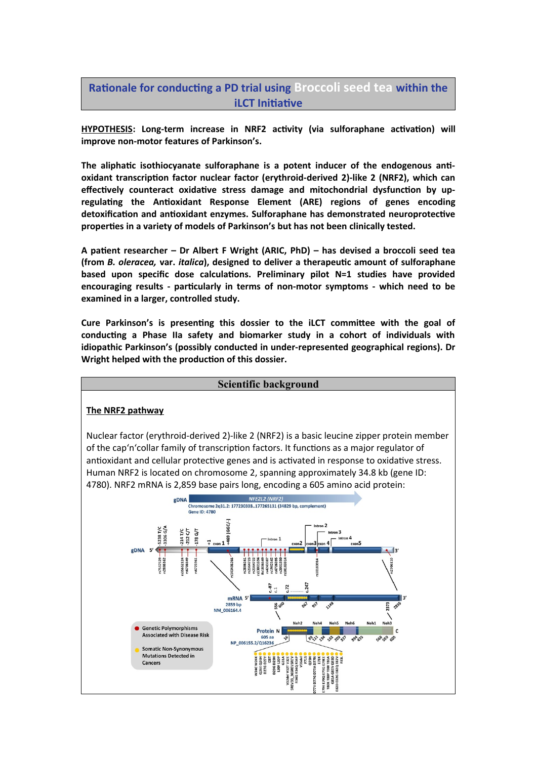## Rationale for conducting a PD trial using Broccoli seed tea within the iLCT Initiative

**HYPOTHESIS: Long-term increase in NRF2 activity (via sulforaphane activation) will improve non-motor features of Parkinson's.**

**The aliphatic isothiocyanate sulforaphane is a potent inducer of the endogenous anti-oxidant transcription factor nuclear factor (erythroid-derived 2)-like 2 (NRF2), which can effectively counteract oxidative stress damage and mitochondrial dysfunction by up-regulating the Antioxidant Response Element (ARE) regions of genes encoding detoxification and antioxidant enzymes. Sulforaphane has demonstrated neuroprotective properties in a variety of models of Parkinson's but has not been clinically tested.**

**A patient researcher – Dr Albert F Wright (ARIC, PhD) – has devised a broccoli seed tea (from *B. oleracea,* var. *italica*), designed to deliver a therapeutic amount of sulforaphane based upon specific dose calculations. Preliminary pilot N=1 studies have provided encouraging results - particularly in terms of non-motor symptoms - which need to be examined in a larger, controlled study.**

**Cure Parkinson's is presenting this dossier to the iLCT committee with the goal of conducting a Phase IIa safety and biomarker study in a cohort of individuals with idiopathic Parkinson's (possibly conducted in under-represented geographical regions). Dr Wright helped with the production of this dossier.**

## Scientific background

### The NRF2 pathway

Nuclear factor (erythroid-derived 2)-like 2 (NRF2) is a basic leucine zipper protein member of the cap'n'collar family of transcription factors. It functions as a major regulator of antioxidant and cellular protective genes and is activated in response to oxidative stress. Human NRF2 is located on chromosome 2, spanning approximately 34.8 kb (gene ID: 4780). NRF2 mRNA is 2,859 base pairs long, encoding a 605 amino acid protein: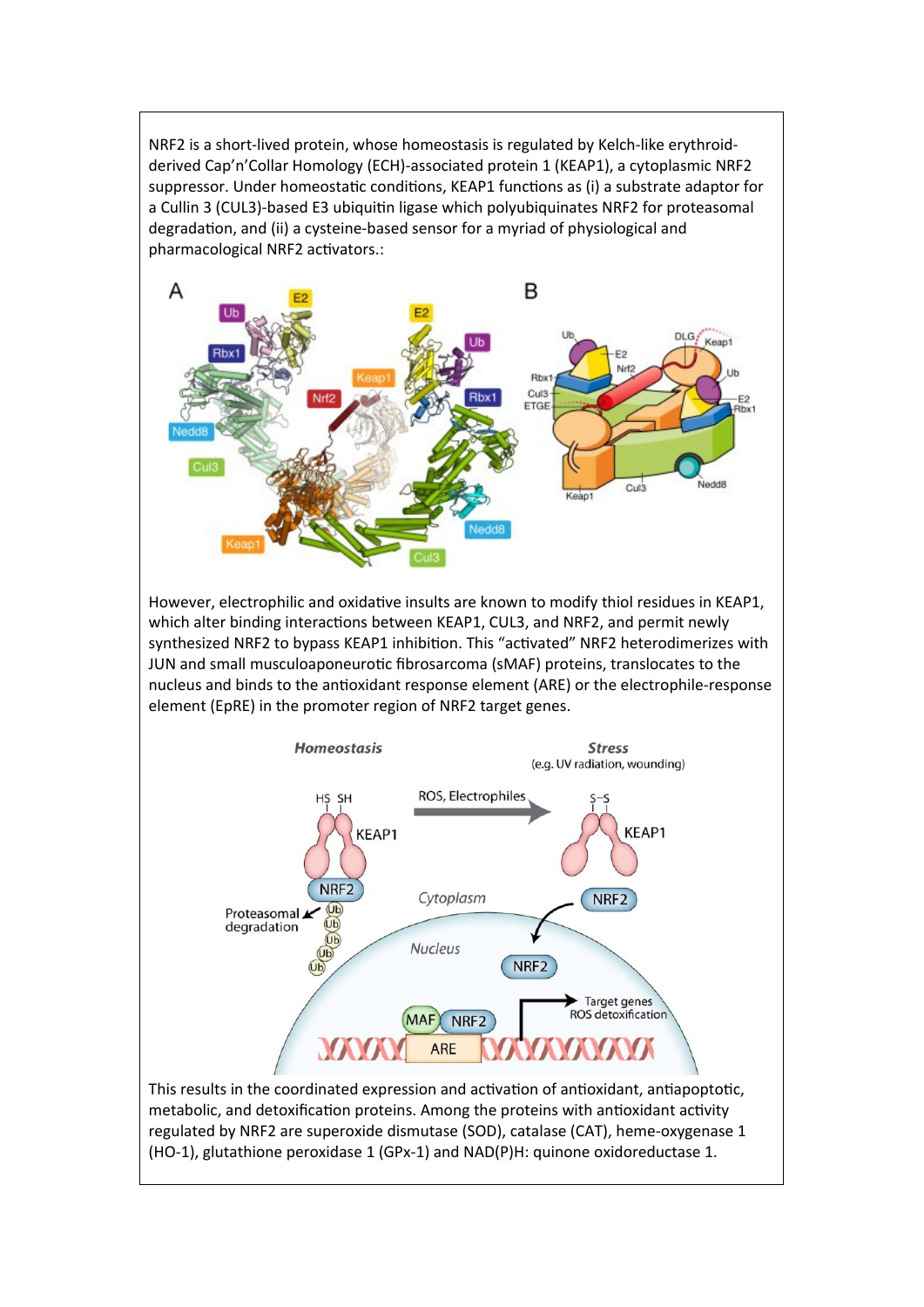NRF2 is a short-lived protein, whose homeostasis is regulated by Kelch-like erythroid-derived Cap'n'Collar Homology (ECH)-associated protein 1 (KEAP1), a cytoplasmic NRF2 suppressor. Under homeostatic conditions, KEAP1 functions as (i) a substrate adaptor for a Cullin 3 (CUL3)-based E3 ubiquitin ligase which polyubiquinates NRF2 for proteasomal degradation, and (ii) a cysteine-based sensor for a myriad of physiological and pharmacological NRF2 activators.:

However, electrophilic and oxidative insults are known to modify thiol residues in KEAP1, which alter binding interactions between KEAP1, CUL3, and NRF2, and permit newly synthesized NRF2 to bypass KEAP1 inhibition. This "activated" NRF2 heterodimerizes with JUN and small musculoaponeurotic fibrosarcoma (sMAF) proteins, translocates to the nucleus and binds to the antioxidant response element (ARE) or the electrophile-response element (EpRE) in the promoter region of NRF2 target genes.

This results in the coordinated expression and activation of antioxidant, antiapoptotic, metabolic, and detoxification proteins. Among the proteins with antioxidant activity regulated by NRF2 are superoxide dismutase (SOD), catalase (CAT), heme-oxygenase 1 (HO-1), glutathione peroxidase 1 (GPx-1) and NAD(P)H: quinone oxidoreductase 1.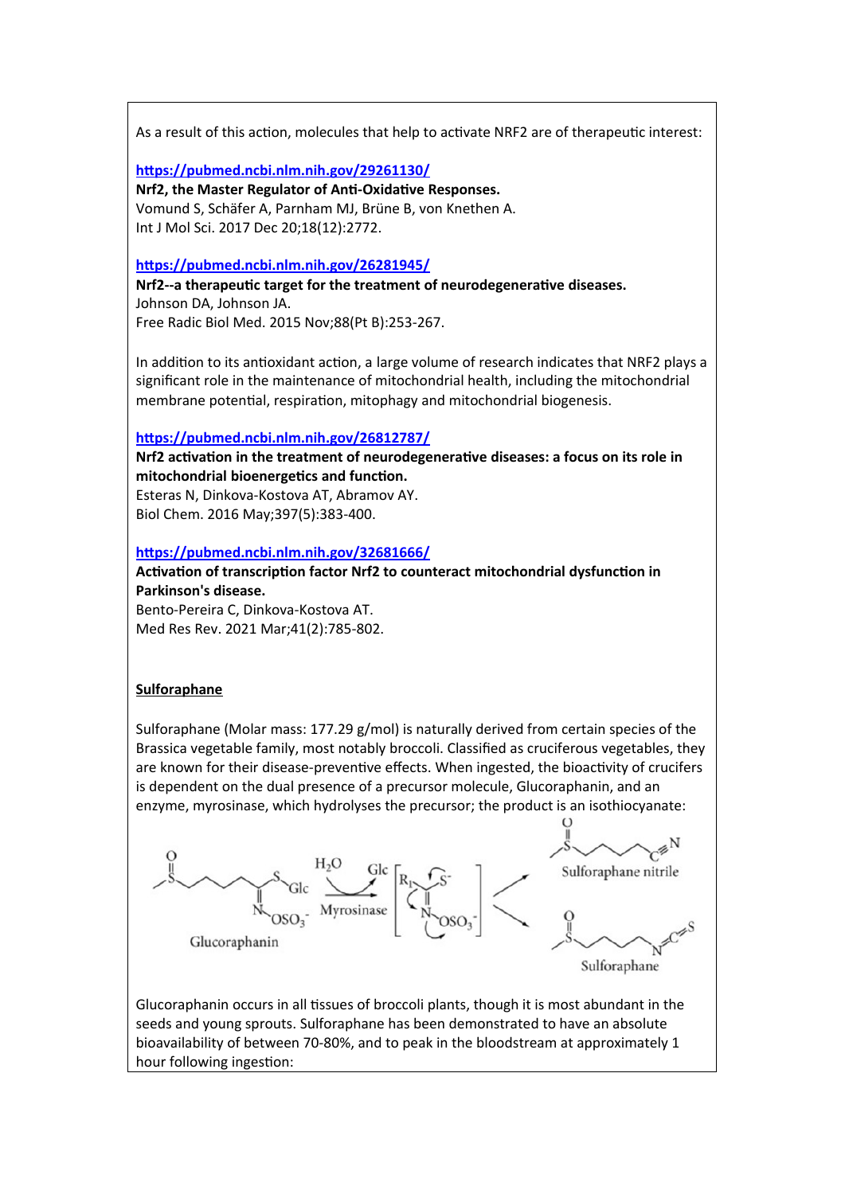As a result of this action, molecules that help to activate NRF2 are of therapeutic interest:

[https://pubmed.ncbi.nlm.nih.gov/29261130/](https://pubmed.ncbi.nlm.nih.gov/29261130/)
**Nrf2, the Master Regulator of Anti-Oxidative Responses.**
Vomund S, Schäfer A, Parnham MJ, Brüne B, von Knethen A.
Int J Mol Sci. 2017 Dec 20;18(12):2772.

[https://pubmed.ncbi.nlm.nih.gov/26281945/](https://pubmed.ncbi.nlm.nih.gov/26281945/)
**Nrf2--a therapeutic target for the treatment of neurodegenerative diseases.**
Johnson DA, Johnson JA.
Free Radic Biol Med. 2015 Nov;88(Pt B):253-267.

In addition to its antioxidant action, a large volume of research indicates that NRF2 plays a significant role in the maintenance of mitochondrial health, including the mitochondrial membrane potential, respiration, mitophagy and mitochondrial biogenesis.

[https://pubmed.ncbi.nlm.nih.gov/26812787/](https://pubmed.ncbi.nlm.nih.gov/26812787/)
**Nrf2 activation in the treatment of neurodegenerative diseases: a focus on its role in mitochondrial bioenergetics and function.**
Esteras N, Dinkova-Kostova AT, Abramov AY.
Biol Chem. 2016 May;397(5):383-400.

[https://pubmed.ncbi.nlm.nih.gov/32681666/](https://pubmed.ncbi.nlm.nih.gov/32681666/)
**Activation of transcription factor Nrf2 to counteract mitochondrial dysfunction in Parkinson's disease.**
Bento-Pereira C, Dinkova-Kostova AT.
Med Res Rev. 2021 Mar;41(2):785-802.

**Sulforaphane**

Sulforaphane (Molar mass: 177.29 g/mol) is naturally derived from certain species of the Brassica vegetable family, most notably broccoli. Classified as cruciferous vegetables, they are known for their disease-preventive effects. When ingested, the bioactivity of crucifers is dependent on the dual presence of a precursor molecule, Glucoraphanin, and an enzyme, myrosinase, which hydrolyses the precursor; the product is an isothiocyanate:

Glucoraphanin → ($H_2O$, Myrosinase, − Glc) → [intermediate] → Sulforaphane nitrile / Sulforaphane

Glucoraphanin occurs in all tissues of broccoli plants, though it is most abundant in the seeds and young sprouts. Sulforaphane has been demonstrated to have an absolute bioavailability of between 70-80%, and to peak in the bloodstream at approximately 1 hour following ingestion: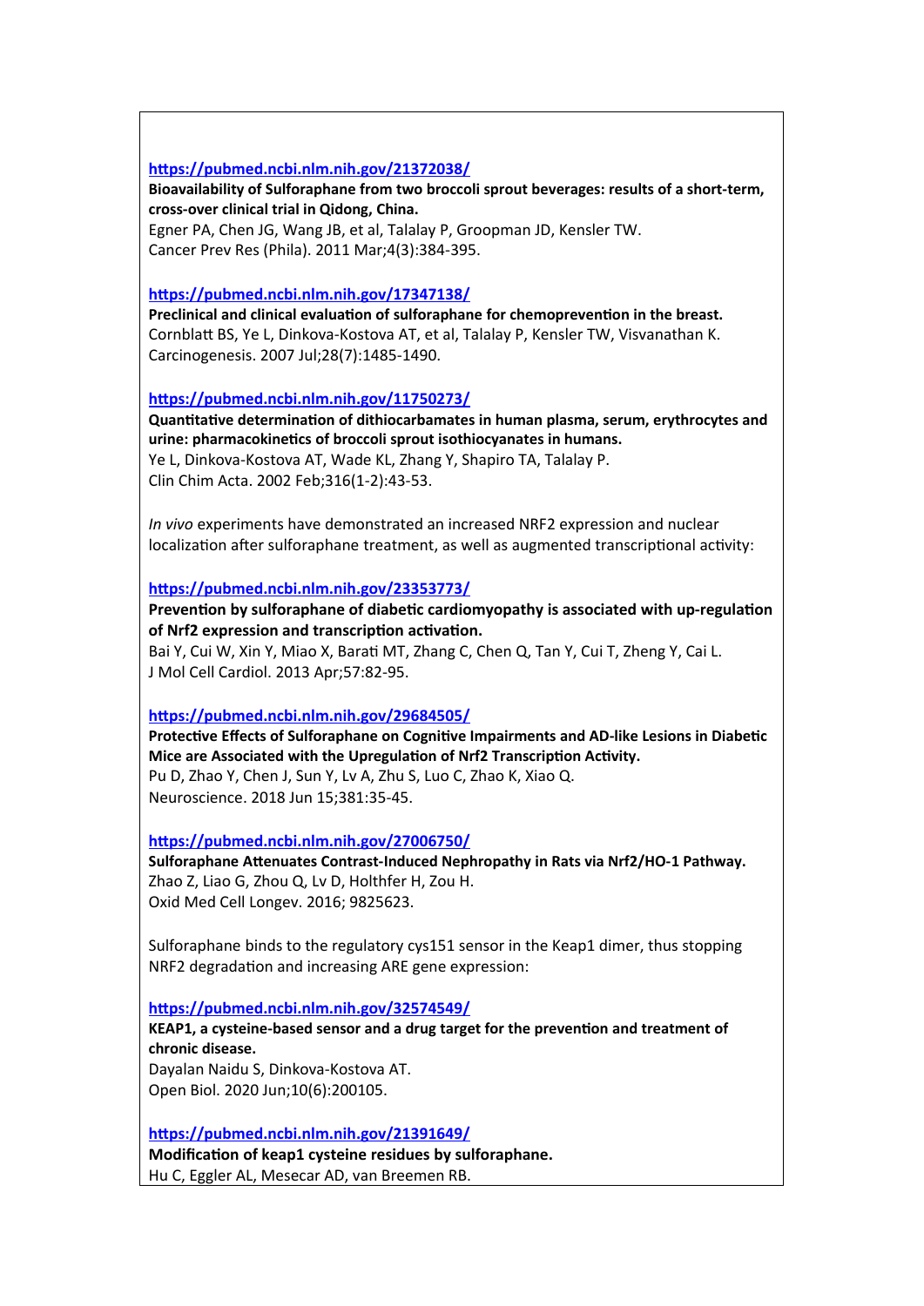https://pubmed.ncbi.nlm.nih.gov/21372038/
**Bioavailability of Sulforaphane from two broccoli sprout beverages: results of a short-term, cross-over clinical trial in Qidong, China.**
Egner PA, Chen JG, Wang JB, et al, Talalay P, Groopman JD, Kensler TW.
Cancer Prev Res (Phila). 2011 Mar;4(3):384-395.

https://pubmed.ncbi.nlm.nih.gov/17347138/
**Preclinical and clinical evaluation of sulforaphane for chemoprevention in the breast.**
Cornblatt BS, Ye L, Dinkova-Kostova AT, et al, Talalay P, Kensler TW, Visvanathan K.
Carcinogenesis. 2007 Jul;28(7):1485-1490.

https://pubmed.ncbi.nlm.nih.gov/11750273/
**Quantitative determination of dithiocarbamates in human plasma, serum, erythrocytes and urine: pharmacokinetics of broccoli sprout isothiocyanates in humans.**
Ye L, Dinkova-Kostova AT, Wade KL, Zhang Y, Shapiro TA, Talalay P.
Clin Chim Acta. 2002 Feb;316(1-2):43-53.

*In vivo* experiments have demonstrated an increased NRF2 expression and nuclear localization after sulforaphane treatment, as well as augmented transcriptional activity:

https://pubmed.ncbi.nlm.nih.gov/23353773/
**Prevention by sulforaphane of diabetic cardiomyopathy is associated with up-regulation of Nrf2 expression and transcription activation.**
Bai Y, Cui W, Xin Y, Miao X, Barati MT, Zhang C, Chen Q, Tan Y, Cui T, Zheng Y, Cai L.
J Mol Cell Cardiol. 2013 Apr;57:82-95.

https://pubmed.ncbi.nlm.nih.gov/29684505/
**Protective Effects of Sulforaphane on Cognitive Impairments and AD-like Lesions in Diabetic Mice are Associated with the Upregulation of Nrf2 Transcription Activity.**
Pu D, Zhao Y, Chen J, Sun Y, Lv A, Zhu S, Luo C, Zhao K, Xiao Q.
Neuroscience. 2018 Jun 15;381:35-45.

https://pubmed.ncbi.nlm.nih.gov/27006750/
**Sulforaphane Attenuates Contrast-Induced Nephropathy in Rats via Nrf2/HO-1 Pathway.**
Zhao Z, Liao G, Zhou Q, Lv D, Holthfer H, Zou H.
Oxid Med Cell Longev. 2016; 9825623.

Sulforaphane binds to the regulatory cys151 sensor in the Keap1 dimer, thus stopping NRF2 degradation and increasing ARE gene expression:

https://pubmed.ncbi.nlm.nih.gov/32574549/
**KEAP1, a cysteine-based sensor and a drug target for the prevention and treatment of chronic disease.**
Dayalan Naidu S, Dinkova-Kostova AT.
Open Biol. 2020 Jun;10(6):200105.

https://pubmed.ncbi.nlm.nih.gov/21391649/
**Modification of keap1 cysteine residues by sulforaphane.**
Hu C, Eggler AL, Mesecar AD, van Breemen RB.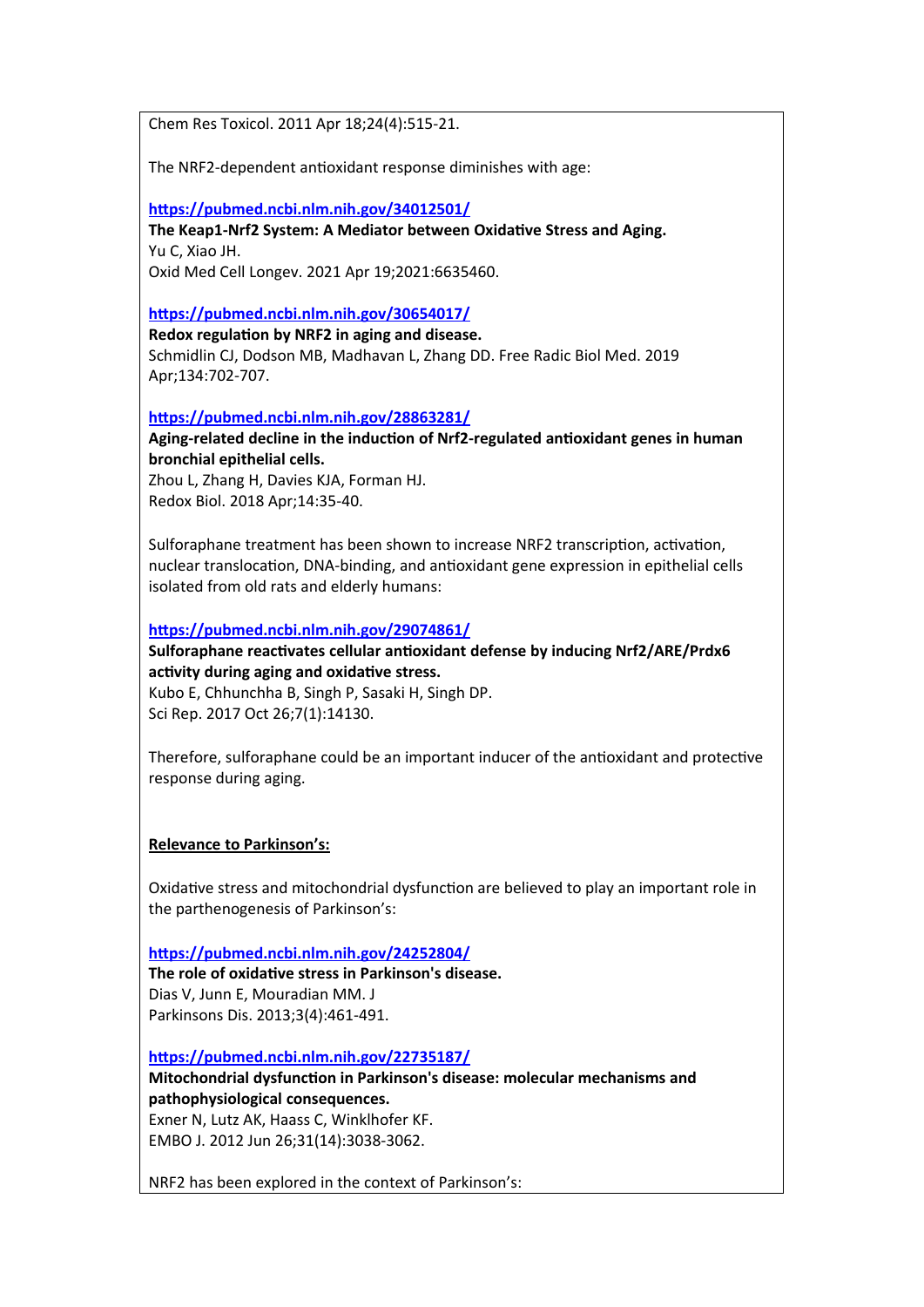Chem Res Toxicol. 2011 Apr 18;24(4):515-21.

The NRF2-dependent antioxidant response diminishes with age:

https://pubmed.ncbi.nlm.nih.gov/34012501/
**The Keap1-Nrf2 System: A Mediator between Oxidative Stress and Aging.**
Yu C, Xiao JH.
Oxid Med Cell Longev. 2021 Apr 19;2021:6635460.

https://pubmed.ncbi.nlm.nih.gov/30654017/
**Redox regulation by NRF2 in aging and disease.**
Schmidlin CJ, Dodson MB, Madhavan L, Zhang DD. Free Radic Biol Med. 2019 Apr;134:702-707.

https://pubmed.ncbi.nlm.nih.gov/28863281/
**Aging-related decline in the induction of Nrf2-regulated antioxidant genes in human bronchial epithelial cells.**
Zhou L, Zhang H, Davies KJA, Forman HJ.
Redox Biol. 2018 Apr;14:35-40.

Sulforaphane treatment has been shown to increase NRF2 transcription, activation, nuclear translocation, DNA-binding, and antioxidant gene expression in epithelial cells isolated from old rats and elderly humans:

https://pubmed.ncbi.nlm.nih.gov/29074861/
**Sulforaphane reactivates cellular antioxidant defense by inducing Nrf2/ARE/Prdx6 activity during aging and oxidative stress.**
Kubo E, Chhunchha B, Singh P, Sasaki H, Singh DP.
Sci Rep. 2017 Oct 26;7(1):14130.

Therefore, sulforaphane could be an important inducer of the antioxidant and protective response during aging.

<u>**Relevance to Parkinson's:**</u>

Oxidative stress and mitochondrial dysfunction are believed to play an important role in the parthenogenesis of Parkinson's:

https://pubmed.ncbi.nlm.nih.gov/24252804/
**The role of oxidative stress in Parkinson's disease.**
Dias V, Junn E, Mouradian MM. J
Parkinsons Dis. 2013;3(4):461-491.

https://pubmed.ncbi.nlm.nih.gov/22735187/
**Mitochondrial dysfunction in Parkinson's disease: molecular mechanisms and pathophysiological consequences.**
Exner N, Lutz AK, Haass C, Winklhofer KF.
EMBO J. 2012 Jun 26;31(14):3038-3062.

NRF2 has been explored in the context of Parkinson's: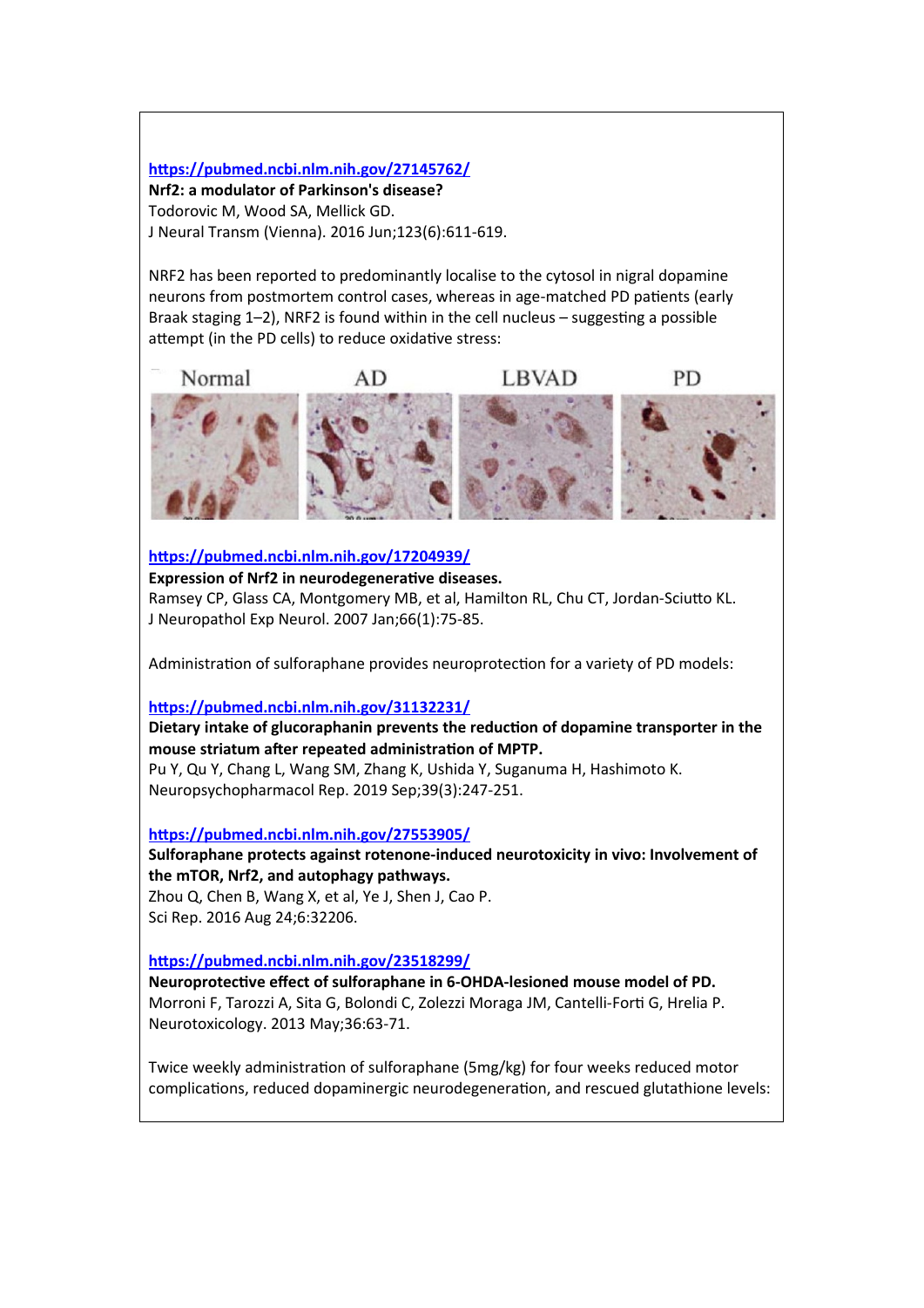https://pubmed.ncbi.nlm.nih.gov/27145762/
**Nrf2: a modulator of Parkinson's disease?**
Todorovic M, Wood SA, Mellick GD.
J Neural Transm (Vienna). 2016 Jun;123(6):611-619.

NRF2 has been reported to predominantly localise to the cytosol in nigral dopamine neurons from postmortem control cases, whereas in age-matched PD patients (early Braak staging 1–2), NRF2 is found within in the cell nucleus – suggesting a possible attempt (in the PD cells) to reduce oxidative stress:

Normal AD LBVAD PD

https://pubmed.ncbi.nlm.nih.gov/17204939/
**Expression of Nrf2 in neurodegenerative diseases.**
Ramsey CP, Glass CA, Montgomery MB, et al, Hamilton RL, Chu CT, Jordan-Sciutto KL.
J Neuropathol Exp Neurol. 2007 Jan;66(1):75-85.

Administration of sulforaphane provides neuroprotection for a variety of PD models:

https://pubmed.ncbi.nlm.nih.gov/31132231/
**Dietary intake of glucoraphanin prevents the reduction of dopamine transporter in the mouse striatum after repeated administration of MPTP.**
Pu Y, Qu Y, Chang L, Wang SM, Zhang K, Ushida Y, Suganuma H, Hashimoto K.
Neuropsychopharmacol Rep. 2019 Sep;39(3):247-251.

https://pubmed.ncbi.nlm.nih.gov/27553905/
**Sulforaphane protects against rotenone-induced neurotoxicity in vivo: Involvement of the mTOR, Nrf2, and autophagy pathways.**
Zhou Q, Chen B, Wang X, et al, Ye J, Shen J, Cao P.
Sci Rep. 2016 Aug 24;6:32206.

https://pubmed.ncbi.nlm.nih.gov/23518299/
**Neuroprotective effect of sulforaphane in 6-OHDA-lesioned mouse model of PD.**
Morroni F, Tarozzi A, Sita G, Bolondi C, Zolezzi Moraga JM, Cantelli-Forti G, Hrelia P.
Neurotoxicology. 2013 May;36:63-71.

Twice weekly administration of sulforaphane (5mg/kg) for four weeks reduced motor complications, reduced dopaminergic neurodegeneration, and rescued glutathione levels: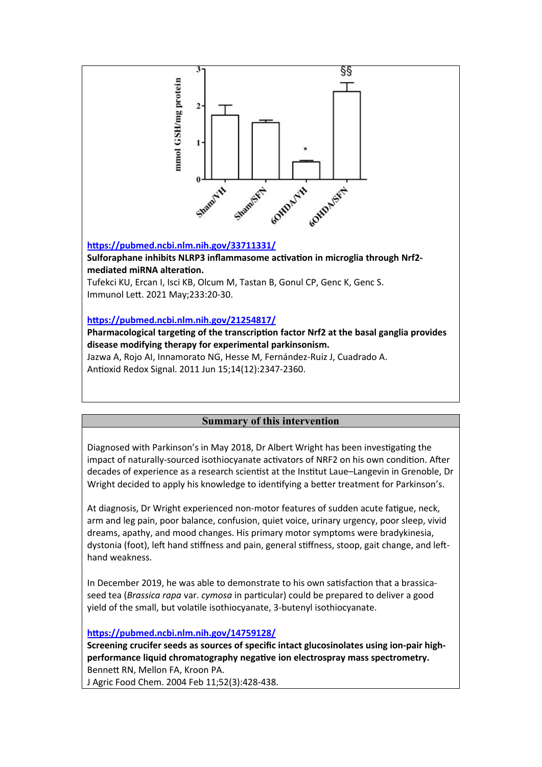https://pubmed.ncbi.nlm.nih.gov/33711331/
**Sulforaphane inhibits NLRP3 inflammasome activation in microglia through Nrf2-mediated miRNA alteration.**
Tufekci KU, Ercan I, Isci KB, Olcum M, Tastan B, Gonul CP, Genc K, Genc S.
Immunol Lett. 2021 May;233:20-30.

https://pubmed.ncbi.nlm.nih.gov/21254817/
**Pharmacological targeting of the transcription factor Nrf2 at the basal ganglia provides disease modifying therapy for experimental parkinsonism.**
Jazwa A, Rojo AI, Innamorato NG, Hesse M, Fernández-Ruiz J, Cuadrado A.
Antioxid Redox Signal. 2011 Jun 15;14(12):2347-2360.

## Summary of this intervention

Diagnosed with Parkinson's in May 2018, Dr Albert Wright has been investigating the impact of naturally-sourced isothiocyanate activators of NRF2 on his own condition. After decades of experience as a research scientist at the Institut Laue–Langevin in Grenoble, Dr Wright decided to apply his knowledge to identifying a better treatment for Parkinson's.

At diagnosis, Dr Wright experienced non-motor features of sudden acute fatigue, neck, arm and leg pain, poor balance, confusion, quiet voice, urinary urgency, poor sleep, vivid dreams, apathy, and mood changes. His primary motor symptoms were bradykinesia, dystonia (foot), left hand stiffness and pain, general stiffness, stoop, gait change, and left-hand weakness.

In December 2019, he was able to demonstrate to his own satisfaction that a brassica-seed tea (*Brassica rapa* var. *cymosa* in particular) could be prepared to deliver a good yield of the small, but volatile isothiocyanate, 3-butenyl isothiocyanate.

https://pubmed.ncbi.nlm.nih.gov/14759128/
**Screening crucifer seeds as sources of specific intact glucosinolates using ion-pair high-performance liquid chromatography negative ion electrospray mass spectrometry.**
Bennett RN, Mellon FA, Kroon PA.
J Agric Food Chem. 2004 Feb 11;52(3):428-438.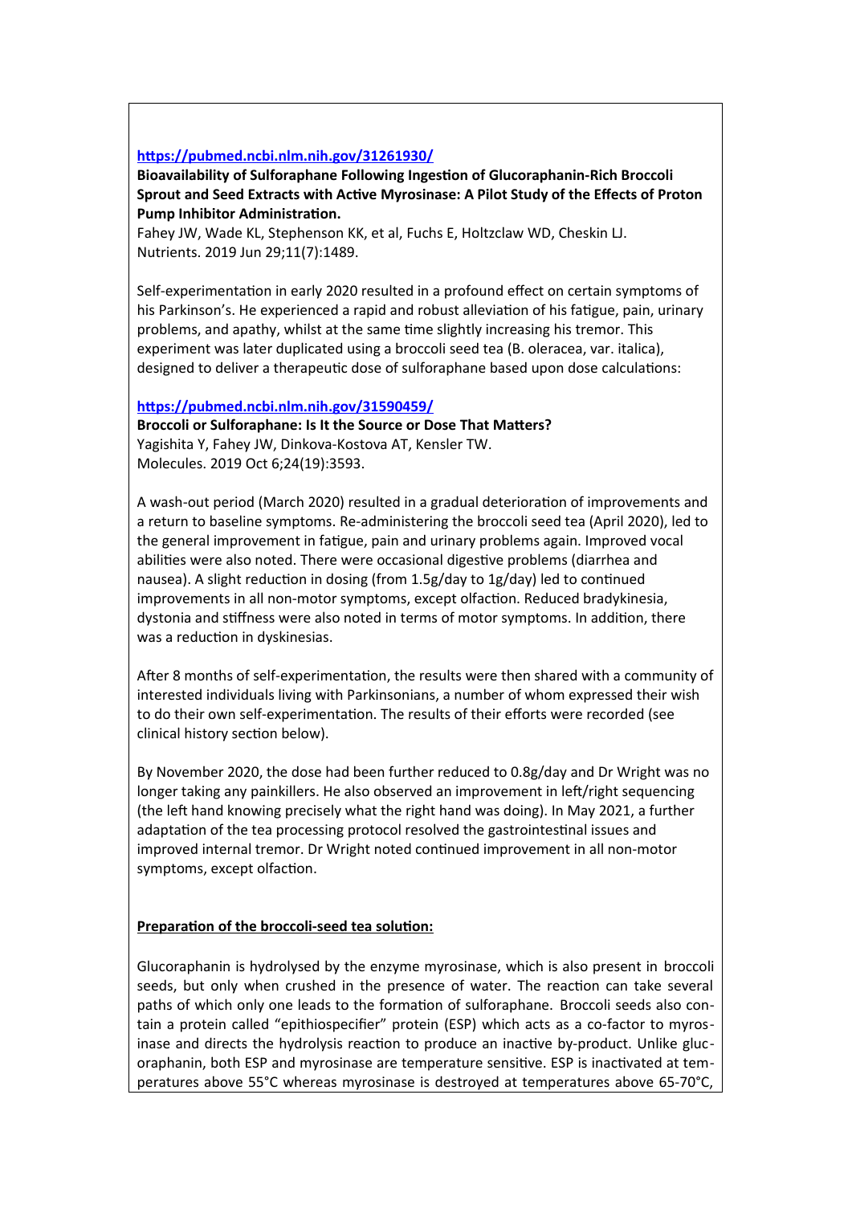https://pubmed.ncbi.nlm.nih.gov/31261930/

**Bioavailability of Sulforaphane Following Ingestion of Glucoraphanin-Rich Broccoli Sprout and Seed Extracts with Active Myrosinase: A Pilot Study of the Effects of Proton Pump Inhibitor Administration.**
Fahey JW, Wade KL, Stephenson KK, et al, Fuchs E, Holtzclaw WD, Cheskin LJ.
Nutrients. 2019 Jun 29;11(7):1489.

Self-experimentation in early 2020 resulted in a profound effect on certain symptoms of his Parkinson's. He experienced a rapid and robust alleviation of his fatigue, pain, urinary problems, and apathy, whilst at the same time slightly increasing his tremor. This experiment was later duplicated using a broccoli seed tea (B. oleracea, var. italica), designed to deliver a therapeutic dose of sulforaphane based upon dose calculations:

https://pubmed.ncbi.nlm.nih.gov/31590459/

**Broccoli or Sulforaphane: Is It the Source or Dose That Matters?**
Yagishita Y, Fahey JW, Dinkova-Kostova AT, Kensler TW.
Molecules. 2019 Oct 6;24(19):3593.

A wash-out period (March 2020) resulted in a gradual deterioration of improvements and a return to baseline symptoms. Re-administering the broccoli seed tea (April 2020), led to the general improvement in fatigue, pain and urinary problems again. Improved vocal abilities were also noted. There were occasional digestive problems (diarrhea and nausea). A slight reduction in dosing (from 1.5g/day to 1g/day) led to continued improvements in all non-motor symptoms, except olfaction. Reduced bradykinesia, dystonia and stiffness were also noted in terms of motor symptoms. In addition, there was a reduction in dyskinesias.

After 8 months of self-experimentation, the results were then shared with a community of interested individuals living with Parkinsonians, a number of whom expressed their wish to do their own self-experimentation. The results of their efforts were recorded (see clinical history section below).

By November 2020, the dose had been further reduced to 0.8g/day and Dr Wright was no longer taking any painkillers. He also observed an improvement in left/right sequencing (the left hand knowing precisely what the right hand was doing). In May 2021, a further adaptation of the tea processing protocol resolved the gastrointestinal issues and improved internal tremor. Dr Wright noted continued improvement in all non-motor symptoms, except olfaction.

**Preparation of the broccoli-seed tea solution:**

Glucoraphanin is hydrolysed by the enzyme myrosinase, which is also present in broccoli seeds, but only when crushed in the presence of water. The reaction can take several paths of which only one leads to the formation of sulforaphane. Broccoli seeds also contain a protein called "epithiospecifier" protein (ESP) which acts as a co-factor to myrosinase and directs the hydrolysis reaction to produce an inactive by-product. Unlike glucoraphanin, both ESP and myrosinase are temperature sensitive. ESP is inactivated at temperatures above 55°C whereas myrosinase is destroyed at temperatures above 65-70°C,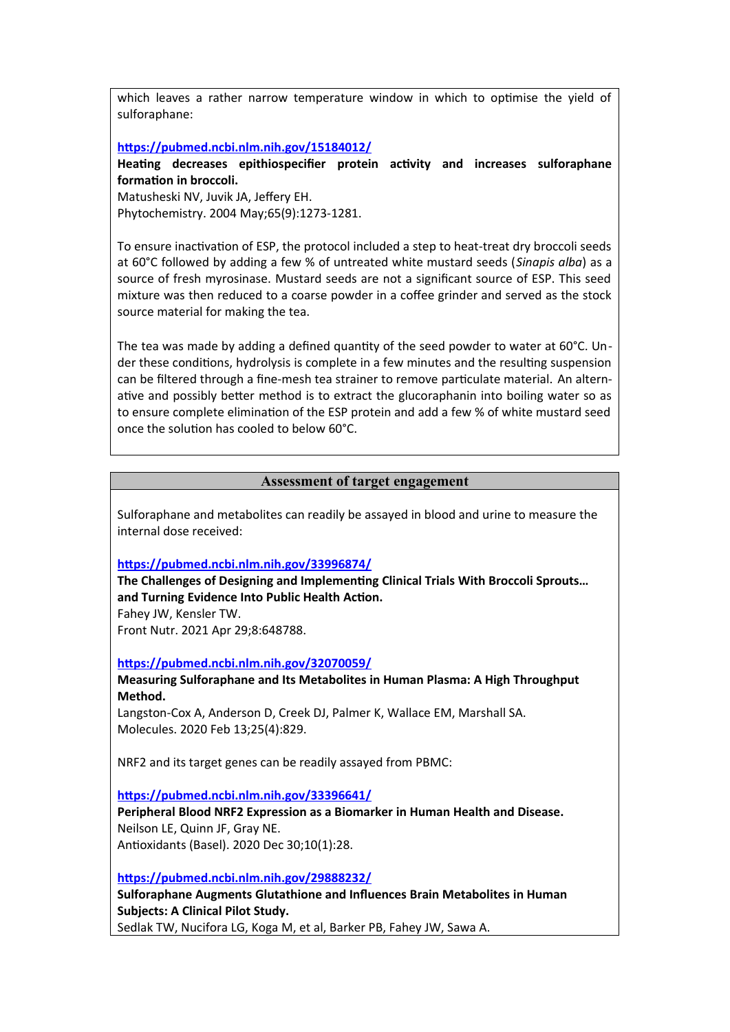which leaves a rather narrow temperature window in which to optimise the yield of sulforaphane:

https://pubmed.ncbi.nlm.nih.gov/15184012/
**Heating decreases epithiospecifier protein activity and increases sulforaphane formation in broccoli.**
Matusheski NV, Juvik JA, Jeffery EH.
Phytochemistry. 2004 May;65(9):1273-1281.

To ensure inactivation of ESP, the protocol included a step to heat-treat dry broccoli seeds at 60°C followed by adding a few % of untreated white mustard seeds (*Sinapis alba*) as a source of fresh myrosinase. Mustard seeds are not a significant source of ESP. This seed mixture was then reduced to a coarse powder in a coffee grinder and served as the stock source material for making the tea.

The tea was made by adding a defined quantity of the seed powder to water at 60°C. Under these conditions, hydrolysis is complete in a few minutes and the resulting suspension can be filtered through a fine-mesh tea strainer to remove particulate material. An alternative and possibly better method is to extract the glucoraphanin into boiling water so as to ensure complete elimination of the ESP protein and add a few % of white mustard seed once the solution has cooled to below 60°C.

## Assessment of target engagement

Sulforaphane and metabolites can readily be assayed in blood and urine to measure the internal dose received:

https://pubmed.ncbi.nlm.nih.gov/33996874/
**The Challenges of Designing and Implementing Clinical Trials With Broccoli Sprouts… and Turning Evidence Into Public Health Action.**
Fahey JW, Kensler TW.
Front Nutr. 2021 Apr 29;8:648788.

https://pubmed.ncbi.nlm.nih.gov/32070059/
**Measuring Sulforaphane and Its Metabolites in Human Plasma: A High Throughput Method.**
Langston-Cox A, Anderson D, Creek DJ, Palmer K, Wallace EM, Marshall SA.
Molecules. 2020 Feb 13;25(4):829.

NRF2 and its target genes can be readily assayed from PBMC:

https://pubmed.ncbi.nlm.nih.gov/33396641/
**Peripheral Blood NRF2 Expression as a Biomarker in Human Health and Disease.**
Neilson LE, Quinn JF, Gray NE.
Antioxidants (Basel). 2020 Dec 30;10(1):28.

https://pubmed.ncbi.nlm.nih.gov/29888232/
**Sulforaphane Augments Glutathione and Influences Brain Metabolites in Human Subjects: A Clinical Pilot Study.**
Sedlak TW, Nucifora LG, Koga M, et al, Barker PB, Fahey JW, Sawa A.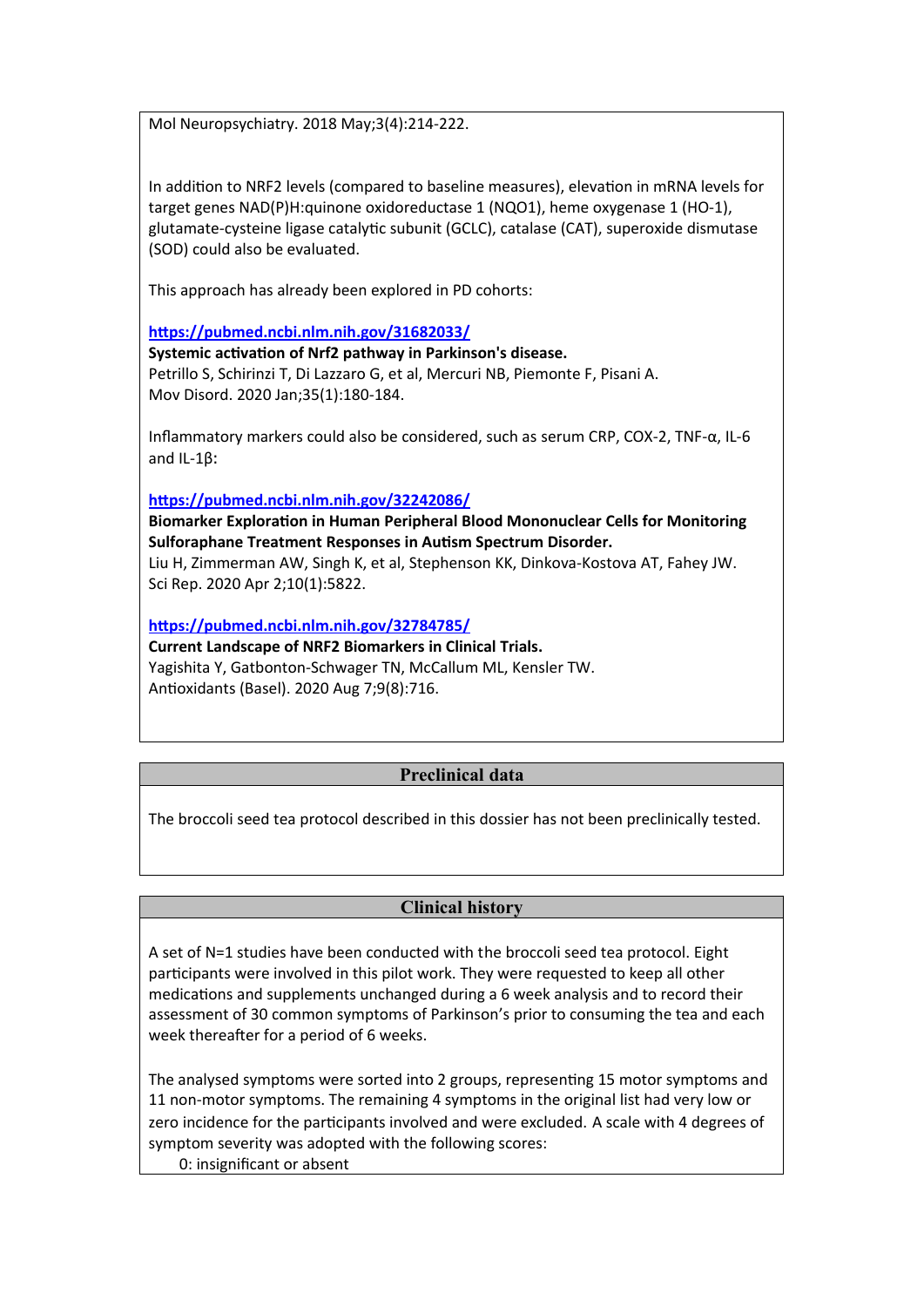Mol Neuropsychiatry. 2018 May;3(4):214-222.

In addition to NRF2 levels (compared to baseline measures), elevation in mRNA levels for target genes NAD(P)H:quinone oxidoreductase 1 (NQO1), heme oxygenase 1 (HO-1), glutamate-cysteine ligase catalytic subunit (GCLC), catalase (CAT), superoxide dismutase (SOD) could also be evaluated.

This approach has already been explored in PD cohorts:

https://pubmed.ncbi.nlm.nih.gov/31682033/
**Systemic activation of Nrf2 pathway in Parkinson's disease.**
Petrillo S, Schirinzi T, Di Lazzaro G, et al, Mercuri NB, Piemonte F, Pisani A.
Mov Disord. 2020 Jan;35(1):180-184.

Inflammatory markers could also be considered, such as serum CRP, COX-2, TNF-α, IL-6 and IL-1β:

https://pubmed.ncbi.nlm.nih.gov/32242086/
**Biomarker Exploration in Human Peripheral Blood Mononuclear Cells for Monitoring Sulforaphane Treatment Responses in Autism Spectrum Disorder.**
Liu H, Zimmerman AW, Singh K, et al, Stephenson KK, Dinkova-Kostova AT, Fahey JW.
Sci Rep. 2020 Apr 2;10(1):5822.

https://pubmed.ncbi.nlm.nih.gov/32784785/
**Current Landscape of NRF2 Biomarkers in Clinical Trials.**
Yagishita Y, Gatbonton-Schwager TN, McCallum ML, Kensler TW.
Antioxidants (Basel). 2020 Aug 7;9(8):716.

## Preclinical data

The broccoli seed tea protocol described in this dossier has not been preclinically tested.

## Clinical history

A set of N=1 studies have been conducted with the broccoli seed tea protocol. Eight participants were involved in this pilot work. They were requested to keep all other medications and supplements unchanged during a 6 week analysis and to record their assessment of 30 common symptoms of Parkinson's prior to consuming the tea and each week thereafter for a period of 6 weeks.

The analysed symptoms were sorted into 2 groups, representing 15 motor symptoms and 11 non-motor symptoms. The remaining 4 symptoms in the original list had very low or zero incidence for the participants involved and were excluded. A scale with 4 degrees of symptom severity was adopted with the following scores:

- 0: insignificant or absent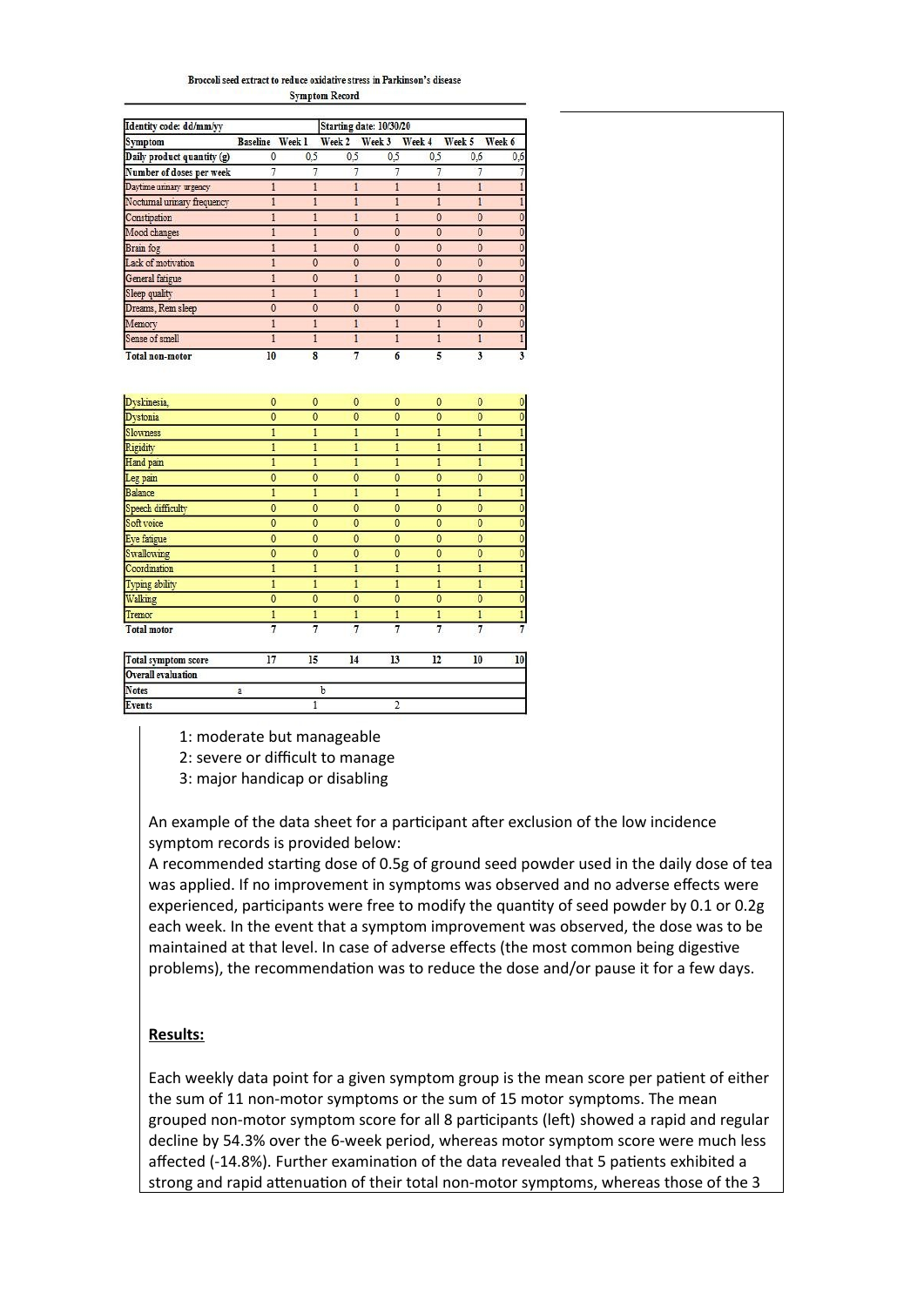**Broccoli seed extract to reduce oxidative stress in Parkinson's disease**

**Symptom Record**

| Identity code: dd/mm/yy | | | Starting date: 10/30/20 | | | | |
|---|---|---|---|---|---|---|---|
| **Symptom** | **Baseline** | **Week 1** | **Week 2** | **Week 3** | **Week 4** | **Week 5** | **Week 6** |
| **Daily product quantity (g)** | 0 | 0,5 | 0,5 | 0,5 | 0,5 | 0,6 | 0,6 |
| **Number of doses per week** | 7 | 7 | 7 | 7 | 7 | 7 | 7 |
| Daytime urinary urgency | 1 | 1 | 1 | 1 | 1 | 1 | 1 |
| Nocturnal urinary frequency | 1 | 1 | 1 | 1 | 1 | 1 | 1 |
| Constipation | 1 | 1 | 1 | 1 | 0 | 0 | 0 |
| Mood changes | 1 | 1 | 0 | 0 | 0 | 0 | 0 |
| Brain fog | 1 | 1 | 0 | 0 | 0 | 0 | 0 |
| Lack of motivation | 1 | 0 | 0 | 0 | 0 | 0 | 0 |
| General fatigue | 1 | 0 | 1 | 0 | 0 | 0 | 0 |
| Sleep quality | 1 | 1 | 1 | 1 | 1 | 0 | 0 |
| Dreams, Rem sleep | 0 | 0 | 0 | 0 | 0 | 0 | 0 |
| Memory | 1 | 1 | 1 | 1 | 1 | 0 | 0 |
| Sense of smell | 1 | 1 | 1 | 1 | 1 | 1 | 1 |
| **Total non-motor** | 10 | 8 | 7 | 6 | 5 | 3 | 3 |
| Dyskinesia, | 0 | 0 | 0 | 0 | 0 | 0 | 0 |
| Dystonia | 0 | 0 | 0 | 0 | 0 | 0 | 0 |
| Slowness | 1 | 1 | 1 | 1 | 1 | 1 | 1 |
| Rigidity | 1 | 1 | 1 | 1 | 1 | 1 | 1 |
| Hand pain | 1 | 1 | 1 | 1 | 1 | 1 | 1 |
| Leg pain | 0 | 0 | 0 | 0 | 0 | 0 | 0 |
| Balance | 1 | 1 | 1 | 1 | 1 | 1 | 1 |
| Speech difficulty | 0 | 0 | 0 | 0 | 0 | 0 | 0 |
| Soft voice | 0 | 0 | 0 | 0 | 0 | 0 | 0 |
| Eye fatigue | 0 | 0 | 0 | 0 | 0 | 0 | 0 |
| Swallowing | 0 | 0 | 0 | 0 | 0 | 0 | 0 |
| Coordination | 1 | 1 | 1 | 1 | 1 | 1 | 1 |
| Typing ability | 1 | 1 | 1 | 1 | 1 | 1 | 1 |
| Walking | 0 | 0 | 0 | 0 | 0 | 0 | 0 |
| Tremor | 1 | 1 | 1 | 1 | 1 | 1 | 1 |
| **Total motor** | 7 | 7 | 7 | 7 | 7 | 7 | 7 |
| **Total symptom score** | 17 | 15 | 14 | 13 | 12 | 10 | 10 |
| **Overall evaluation** | | | | | | | |
| **Notes** | a | b | | | | | |
| **Events** | | 1 | | 2 | | | |

1: moderate but manageable
2: severe or difficult to manage
3: major handicap or disabling

An example of the data sheet for a participant after exclusion of the low incidence symptom records is provided below:
A recommended starting dose of 0.5g of ground seed powder used in the daily dose of tea was applied. If no improvement in symptoms was observed and no adverse effects were experienced, participants were free to modify the quantity of seed powder by 0.1 or 0.2g each week. In the event that a symptom improvement was observed, the dose was to be maintained at that level. In case of adverse effects (the most common being digestive problems), the recommendation was to reduce the dose and/or pause it for a few days.

**Results:**

Each weekly data point for a given symptom group is the mean score per patient of either the sum of 11 non-motor symptoms or the sum of 15 motor symptoms. The mean grouped non-motor symptom score for all 8 participants (left) showed a rapid and regular decline by 54.3% over the 6-week period, whereas motor symptom score were much less affected (-14.8%). Further examination of the data revealed that 5 patients exhibited a strong and rapid attenuation of their total non-motor symptoms, whereas those of the 3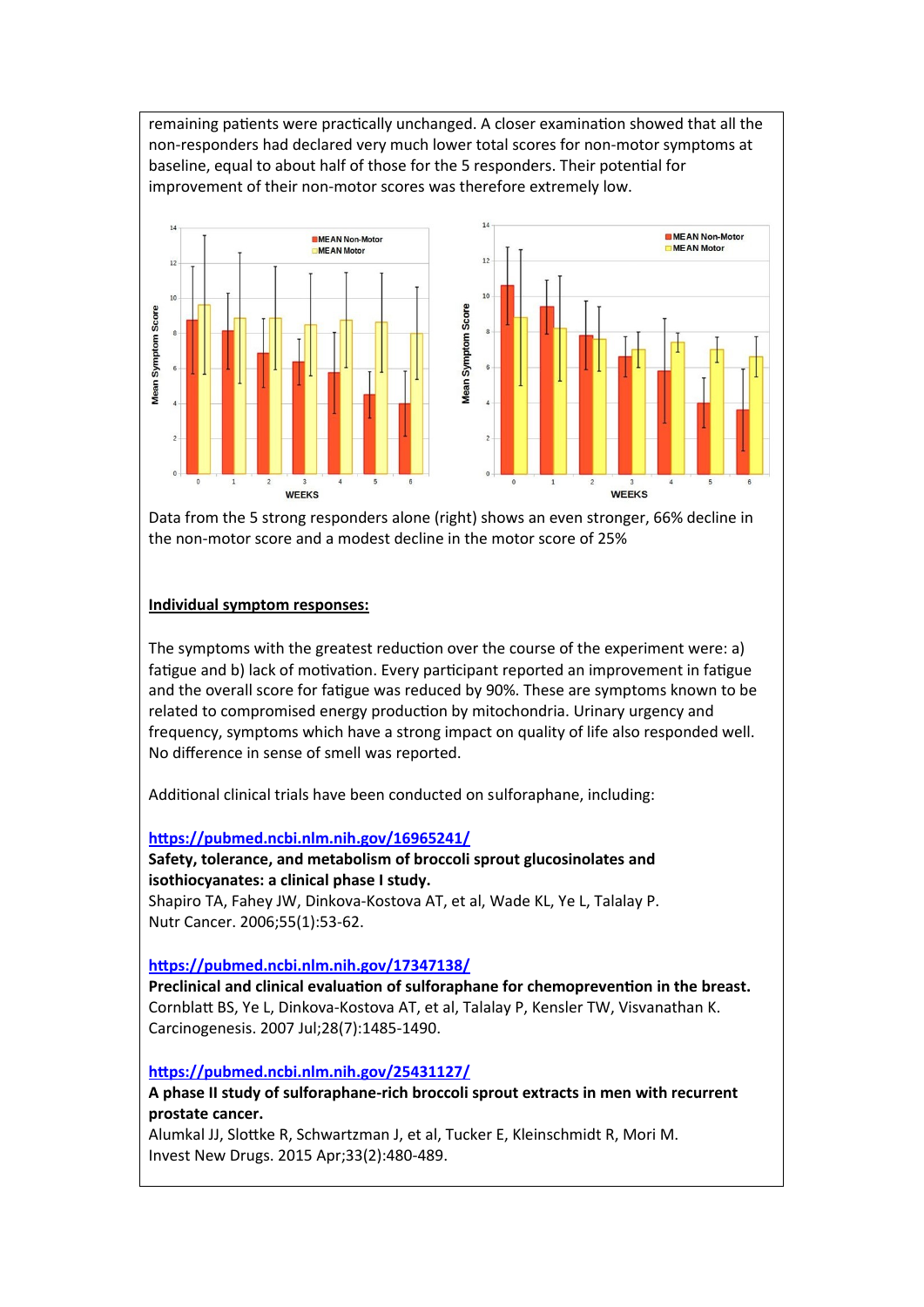remaining patients were practically unchanged. A closer examination showed that all the non-responders had declared very much lower total scores for non-motor symptoms at baseline, equal to about half of those for the 5 responders. Their potential for improvement of their non-motor scores was therefore extremely low.

Data from the 5 strong responders alone (right) shows an even stronger, 66% decline in the non-motor score and a modest decline in the motor score of 25%

**Individual symptom responses:**

The symptoms with the greatest reduction over the course of the experiment were: a) fatigue and b) lack of motivation. Every participant reported an improvement in fatigue and the overall score for fatigue was reduced by 90%. These are symptoms known to be related to compromised energy production by mitochondria. Urinary urgency and frequency, symptoms which have a strong impact on quality of life also responded well. No difference in sense of smell was reported.

Additional clinical trials have been conducted on sulforaphane, including:

https://pubmed.ncbi.nlm.nih.gov/16965241/
**Safety, tolerance, and metabolism of broccoli sprout glucosinolates and isothiocyanates: a clinical phase I study.**
Shapiro TA, Fahey JW, Dinkova-Kostova AT, et al, Wade KL, Ye L, Talalay P.
Nutr Cancer. 2006;55(1):53-62.

https://pubmed.ncbi.nlm.nih.gov/17347138/
**Preclinical and clinical evaluation of sulforaphane for chemoprevention in the breast.**
Cornblatt BS, Ye L, Dinkova-Kostova AT, et al, Talalay P, Kensler TW, Visvanathan K.
Carcinogenesis. 2007 Jul;28(7):1485-1490.

https://pubmed.ncbi.nlm.nih.gov/25431127/
**A phase II study of sulforaphane-rich broccoli sprout extracts in men with recurrent prostate cancer.**
Alumkal JJ, Slottke R, Schwartzman J, et al, Tucker E, Kleinschmidt R, Mori M.
Invest New Drugs. 2015 Apr;33(2):480-489.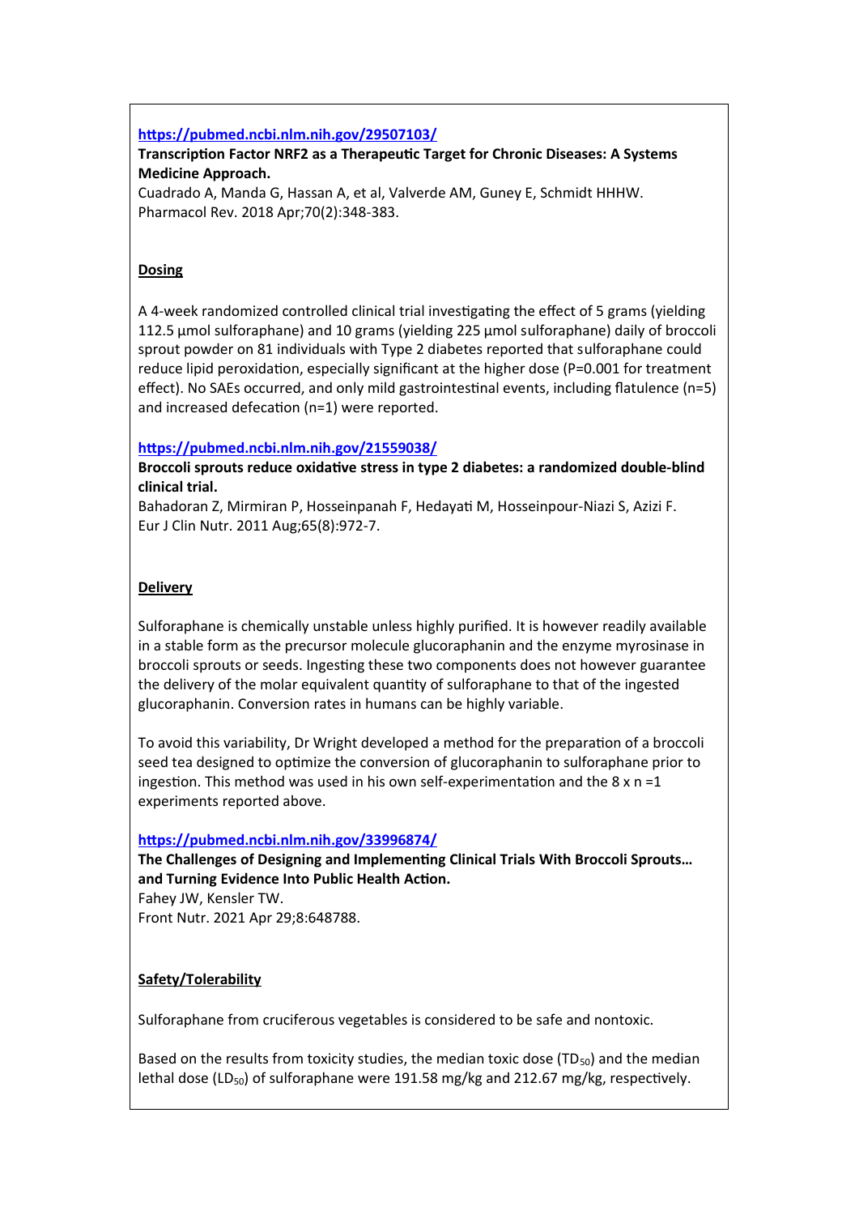https://pubmed.ncbi.nlm.nih.gov/29507103/

**Transcription Factor NRF2 as a Therapeutic Target for Chronic Diseases: A Systems Medicine Approach.**
Cuadrado A, Manda G, Hassan A, et al, Valverde AM, Guney E, Schmidt HHHW.
Pharmacol Rev. 2018 Apr;70(2):348-383.

**Dosing**

A 4-week randomized controlled clinical trial investigating the effect of 5 grams (yielding 112.5 µmol sulforaphane) and 10 grams (yielding 225 µmol sulforaphane) daily of broccoli sprout powder on 81 individuals with Type 2 diabetes reported that sulforaphane could reduce lipid peroxidation, especially significant at the higher dose (P=0.001 for treatment effect). No SAEs occurred, and only mild gastrointestinal events, including flatulence (n=5) and increased defecation (n=1) were reported.

https://pubmed.ncbi.nlm.nih.gov/21559038/

**Broccoli sprouts reduce oxidative stress in type 2 diabetes: a randomized double-blind clinical trial.**
Bahadoran Z, Mirmiran P, Hosseinpanah F, Hedayati M, Hosseinpour-Niazi S, Azizi F.
Eur J Clin Nutr. 2011 Aug;65(8):972-7.

**Delivery**

Sulforaphane is chemically unstable unless highly purified. It is however readily available in a stable form as the precursor molecule glucoraphanin and the enzyme myrosinase in broccoli sprouts or seeds. Ingesting these two components does not however guarantee the delivery of the molar equivalent quantity of sulforaphane to that of the ingested glucoraphanin. Conversion rates in humans can be highly variable.

To avoid this variability, Dr Wright developed a method for the preparation of a broccoli seed tea designed to optimize the conversion of glucoraphanin to sulforaphane prior to ingestion. This method was used in his own self-experimentation and the 8 x n =1 experiments reported above.

https://pubmed.ncbi.nlm.nih.gov/33996874/

**The Challenges of Designing and Implementing Clinical Trials With Broccoli Sprouts… and Turning Evidence Into Public Health Action.**
Fahey JW, Kensler TW.
Front Nutr. 2021 Apr 29;8:648788.

**Safety/Tolerability**

Sulforaphane from cruciferous vegetables is considered to be safe and nontoxic.

Based on the results from toxicity studies, the median toxic dose ($TD_{50}$) and the median lethal dose ($LD_{50}$) of sulforaphane were 191.58 mg/kg and 212.67 mg/kg, respectively.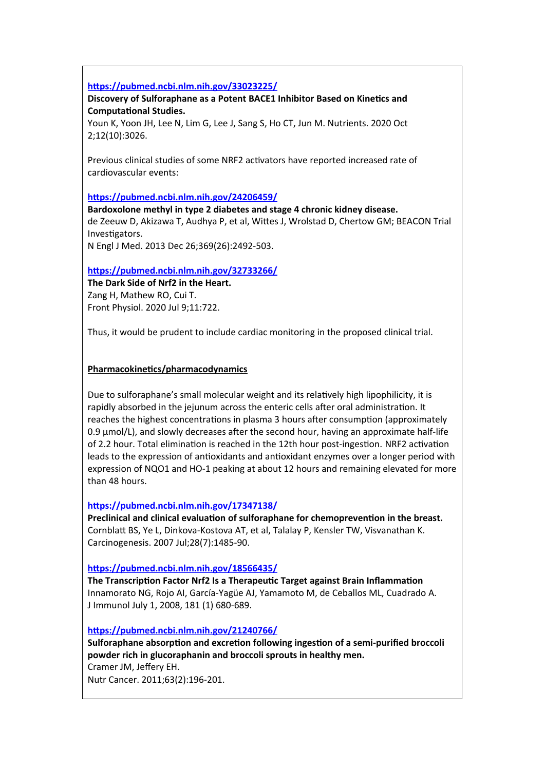https://pubmed.ncbi.nlm.nih.gov/33023225/

**Discovery of Sulforaphane as a Potent BACE1 Inhibitor Based on Kinetics and Computational Studies.**

Youn K, Yoon JH, Lee N, Lim G, Lee J, Sang S, Ho CT, Jun M. Nutrients. 2020 Oct 2;12(10):3026.

Previous clinical studies of some NRF2 activators have reported increased rate of cardiovascular events:

https://pubmed.ncbi.nlm.nih.gov/24206459/

**Bardoxolone methyl in type 2 diabetes and stage 4 chronic kidney disease.**

de Zeeuw D, Akizawa T, Audhya P, et al, Wittes J, Wrolstad D, Chertow GM; BEACON Trial Investigators.

N Engl J Med. 2013 Dec 26;369(26):2492-503.

https://pubmed.ncbi.nlm.nih.gov/32733266/

**The Dark Side of Nrf2 in the Heart.**

Zang H, Mathew RO, Cui T.

Front Physiol. 2020 Jul 9;11:722.

Thus, it would be prudent to include cardiac monitoring in the proposed clinical trial.

**Pharmacokinetics/pharmacodynamics**

Due to sulforaphane's small molecular weight and its relatively high lipophilicity, it is rapidly absorbed in the jejunum across the enteric cells after oral administration. It reaches the highest concentrations in plasma 3 hours after consumption (approximately 0.9 μmol/L), and slowly decreases after the second hour, having an approximate half-life of 2.2 hour. Total elimination is reached in the 12th hour post-ingestion. NRF2 activation leads to the expression of antioxidants and antioxidant enzymes over a longer period with expression of NQO1 and HO-1 peaking at about 12 hours and remaining elevated for more than 48 hours.

https://pubmed.ncbi.nlm.nih.gov/17347138/

**Preclinical and clinical evaluation of sulforaphane for chemoprevention in the breast.**

Cornblatt BS, Ye L, Dinkova-Kostova AT, et al, Talalay P, Kensler TW, Visvanathan K.

Carcinogenesis. 2007 Jul;28(7):1485-90.

https://pubmed.ncbi.nlm.nih.gov/18566435/

**The Transcription Factor Nrf2 Is a Therapeutic Target against Brain Inflammation**

Innamorato NG, Rojo AI, García-Yagüe AJ, Yamamoto M, de Ceballos ML, Cuadrado A.

J Immunol July 1, 2008, 181 (1) 680-689.

https://pubmed.ncbi.nlm.nih.gov/21240766/

**Sulforaphane absorption and excretion following ingestion of a semi-purified broccoli powder rich in glucoraphanin and broccoli sprouts in healthy men.**

Cramer JM, Jeffery EH.

Nutr Cancer. 2011;63(2):196-201.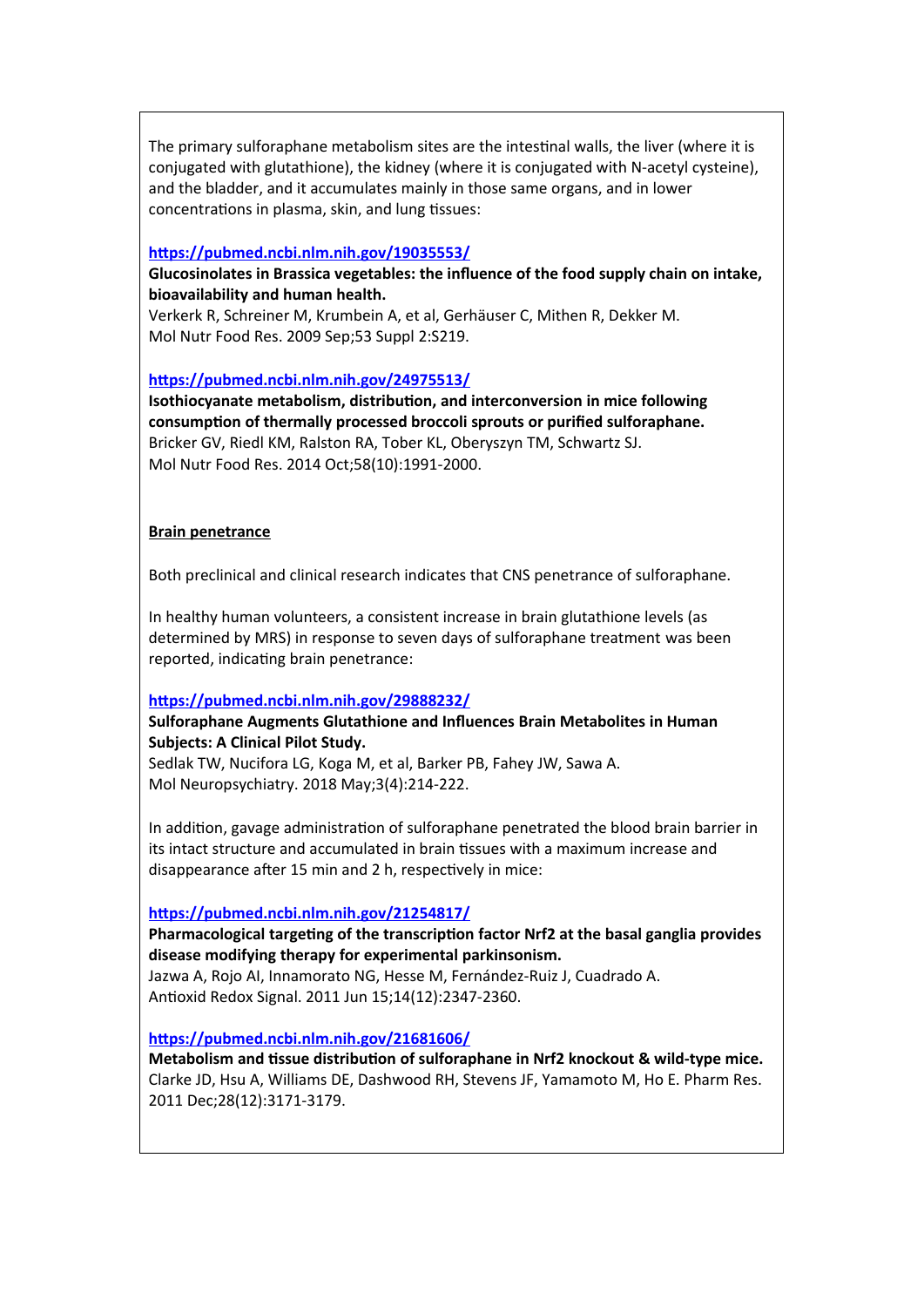The primary sulforaphane metabolism sites are the intestinal walls, the liver (where it is conjugated with glutathione), the kidney (where it is conjugated with N-acetyl cysteine), and the bladder, and it accumulates mainly in those same organs, and in lower concentrations in plasma, skin, and lung tissues:

https://pubmed.ncbi.nlm.nih.gov/19035553/
**Glucosinolates in Brassica vegetables: the influence of the food supply chain on intake, bioavailability and human health.**
Verkerk R, Schreiner M, Krumbein A, et al, Gerhäuser C, Mithen R, Dekker M.
Mol Nutr Food Res. 2009 Sep;53 Suppl 2:S219.

https://pubmed.ncbi.nlm.nih.gov/24975513/
**Isothiocyanate metabolism, distribution, and interconversion in mice following consumption of thermally processed broccoli sprouts or purified sulforaphane.**
Bricker GV, Riedl KM, Ralston RA, Tober KL, Oberyszyn TM, Schwartz SJ.
Mol Nutr Food Res. 2014 Oct;58(10):1991-2000.

**Brain penetrance**

Both preclinical and clinical research indicates that CNS penetrance of sulforaphane.

In healthy human volunteers, a consistent increase in brain glutathione levels (as determined by MRS) in response to seven days of sulforaphane treatment was been reported, indicating brain penetrance:

https://pubmed.ncbi.nlm.nih.gov/29888232/
**Sulforaphane Augments Glutathione and Influences Brain Metabolites in Human Subjects: A Clinical Pilot Study.**
Sedlak TW, Nucifora LG, Koga M, et al, Barker PB, Fahey JW, Sawa A.
Mol Neuropsychiatry. 2018 May;3(4):214-222.

In addition, gavage administration of sulforaphane penetrated the blood brain barrier in its intact structure and accumulated in brain tissues with a maximum increase and disappearance after 15 min and 2 h, respectively in mice:

https://pubmed.ncbi.nlm.nih.gov/21254817/
**Pharmacological targeting of the transcription factor Nrf2 at the basal ganglia provides disease modifying therapy for experimental parkinsonism.**
Jazwa A, Rojo AI, Innamorato NG, Hesse M, Fernández-Ruiz J, Cuadrado A.
Antioxid Redox Signal. 2011 Jun 15;14(12):2347-2360.

https://pubmed.ncbi.nlm.nih.gov/21681606/
**Metabolism and tissue distribution of sulforaphane in Nrf2 knockout & wild-type mice.**
Clarke JD, Hsu A, Williams DE, Dashwood RH, Stevens JF, Yamamoto M, Ho E. Pharm Res. 2011 Dec;28(12):3171-3179.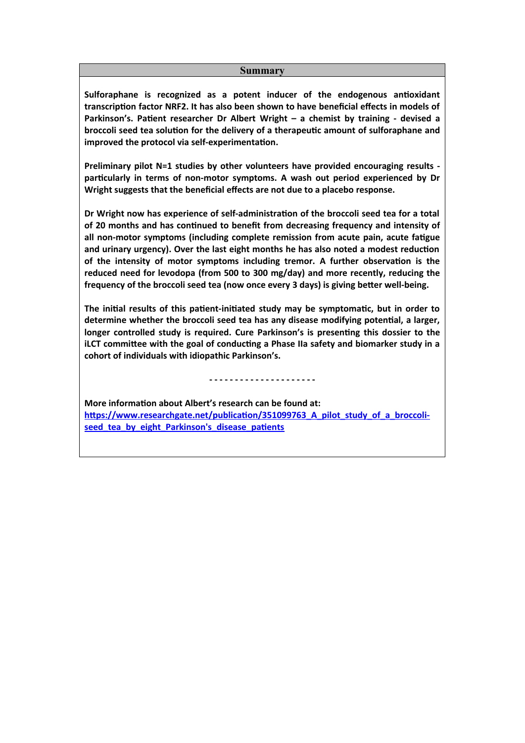## Summary

**Sulforaphane is recognized as a potent inducer of the endogenous antioxidant transcription factor NRF2. It has also been shown to have beneficial effects in models of Parkinson's. Patient researcher Dr Albert Wright – a chemist by training - devised a broccoli seed tea solution for the delivery of a therapeutic amount of sulforaphane and improved the protocol via self-experimentation.**

**Preliminary pilot N=1 studies by other volunteers have provided encouraging results - particularly in terms of non-motor symptoms. A wash out period experienced by Dr Wright suggests that the beneficial effects are not due to a placebo response.**

**Dr Wright now has experience of self-administration of the broccoli seed tea for a total of 20 months and has continued to benefit from decreasing frequency and intensity of all non-motor symptoms (including complete remission from acute pain, acute fatigue and urinary urgency). Over the last eight months he has also noted a modest reduction of the intensity of motor symptoms including tremor. A further observation is the reduced need for levodopa (from 500 to 300 mg/day) and more recently, reducing the frequency of the broccoli seed tea (now once every 3 days) is giving better well-being.**

**The initial results of this patient-initiated study may be symptomatic, but in order to determine whether the broccoli seed tea has any disease modifying potential, a larger, longer controlled study is required. Cure Parkinson's is presenting this dossier to the iLCT committee with the goal of conducting a Phase IIa safety and biomarker study in a cohort of individuals with idiopathic Parkinson's.**

---

**More information about Albert's research can be found at:**
**[https://www.researchgate.net/publication/351099763_A_pilot_study_of_a_broccoli-seed_tea_by_eight_Parkinson's_disease_patients](https://www.researchgate.net/publication/351099763_A_pilot_study_of_a_broccoli-seed_tea_by_eight_Parkinson's_disease_patients)**